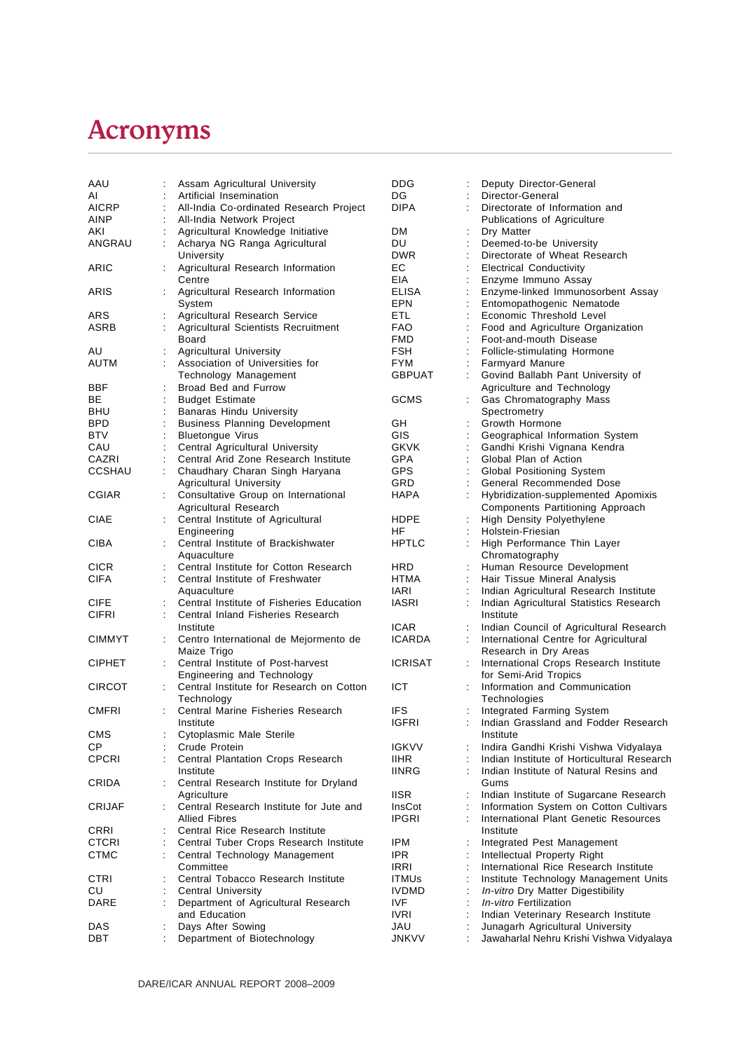# Acronyms

| | | |
|---|---|---|
| AAU | : | Assam Agricultural University |
| AI | : | Artificial Insemination |
| AICRP | : | All-India Co-ordinated Research Project |
| AINP | : | All-India Network Project |
| AKI | : | Agricultural Knowledge Initiative |
| ANGRAU | : | Acharya NG Ranga Agricultural University |
| ARIC | : | Agricultural Research Information Centre |
| ARIS | : | Agricultural Research Information System |
| ARS | : | Agricultural Research Service |
| ASRB | : | Agricultural Scientists Recruitment Board |
| AU | : | Agricultural University |
| AUTM | : | Association of Universities for Technology Management |
| BBF | : | Broad Bed and Furrow |
| BE | : | Budget Estimate |
| BHU | : | Banaras Hindu University |
| BPD | : | Business Planning Development |
| BTV | : | Bluetongue Virus |
| CAU | : | Central Agricultural University |
| CAZRI | : | Central Arid Zone Research Institute |
| CCSHAU | : | Chaudhary Charan Singh Haryana Agricultural University |
| CGIAR | : | Consultative Group on International Agricultural Research |
| CIAE | : | Central Institute of Agricultural Engineering |
| CIBA | : | Central Institute of Brackishwater Aquaculture |
| CICR | : | Central Institute for Cotton Research |
| CIFA | : | Central Institute of Freshwater Aquaculture |
| CIFE | : | Central Institute of Fisheries Education |
| CIFRI | : | Central Inland Fisheries Research Institute |
| CIMMYT | : | Centro International de Mejormento de Maize Trigo |
| CIPHET | : | Central Institute of Post-harvest Engineering and Technology |
| CIRCOT | : | Central Institute for Research on Cotton Technology |
| CMFRI | : | Central Marine Fisheries Research Institute |
| CMS | : | Cytoplasmic Male Sterile |
| CP | : | Crude Protein |
| CPCRI | : | Central Plantation Crops Research Institute |
| CRIDA | : | Central Research Institute for Dryland Agriculture |
| CRIJAF | : | Central Research Institute for Jute and Allied Fibres |
| CRRI | : | Central Rice Research Institute |
| CTCRI | : | Central Tuber Crops Research Institute |
| CTMC | : | Central Technology Management Committee |
| CTRI | : | Central Tobacco Research Institute |
| CU | : | Central University |
| DARE | : | Department of Agricultural Research and Education |
| DAS | : | Days After Sowing |
| DBT | : | Department of Biotechnology |
| DDG | : | Deputy Director-General |
| DG | : | Director-General |
| DIPA | : | Directorate of Information and Publications of Agriculture |
| DM | : | Dry Matter |
| DU | : | Deemed-to-be University |
| DWR | : | Directorate of Wheat Research |
| EC | : | Electrical Conductivity |
| EIA | : | Enzyme Immuno Assay |
| ELISA | : | Enzyme-linked Immunosorbent Assay |
| EPN | : | Entomopathogenic Nematode |
| ETL | : | Economic Threshold Level |
| FAO | : | Food and Agriculture Organization |
| FMD | : | Foot-and-mouth Disease |
| FSH | : | Follicle-stimulating Hormone |
| FYM | : | Farmyard Manure |
| GBPUAT | : | Govind Ballabh Pant University of Agriculture and Technology |
| GCMS | : | Gas Chromatography Mass Spectrometry |
| GH | : | Growth Hormone |
| GIS | : | Geographical Information System |
| GKVK | : | Gandhi Krishi Vignana Kendra |
| GPA | : | Global Plan of Action |
| GPS | : | Global Positioning System |
| GRD | : | General Recommended Dose |
| HAPA | : | Hybridization-supplemented Apomixis Components Partitioning Approach |
| HDPE | : | High Density Polyethylene |
| HF | : | Holstein-Friesian |
| HPTLC | : | High Performance Thin Layer Chromatography |
| HRD | : | Human Resource Development |
| HTMA | : | Hair Tissue Mineral Analysis |
| IARI | : | Indian Agricultural Research Institute |
| IASRI | : | Indian Agricultural Statistics Research Institute |
| ICAR | : | Indian Council of Agricultural Research |
| ICARDA | : | International Centre for Agricultural Research in Dry Areas |
| ICRISAT | : | International Crops Research Institute for Semi-Arid Tropics |
| ICT | : | Information and Communication Technologies |
| IFS | : | Integrated Farming System |
| IGFRI | : | Indian Grassland and Fodder Research Institute |
| IGKVV | : | Indira Gandhi Krishi Vishwa Vidyalaya |
| IIHR | : | Indian Institute of Horticultural Research |
| IINRG | : | Indian Institute of Natural Resins and Gums |
| IISR | : | Indian Institute of Sugarcane Research |
| InsCot | : | Information System on Cotton Cultivars |
| IPGRI | : | International Plant Genetic Resources Institute |
| IPM | : | Integrated Pest Management |
| IPR | : | Intellectual Property Right |
| IRRI | : | International Rice Research Institute |
| ITMUs | : | Institute Technology Management Units |
| IVDMD | : | *In-vitro* Dry Matter Digestibility |
| IVF | : | *In-vitro* Fertilization |
| IVRI | : | Indian Veterinary Research Institute |
| JAU | : | Junagarh Agricultural University |
| JNKVV | : | Jawaharlal Nehru Krishi Vishwa Vidyalaya |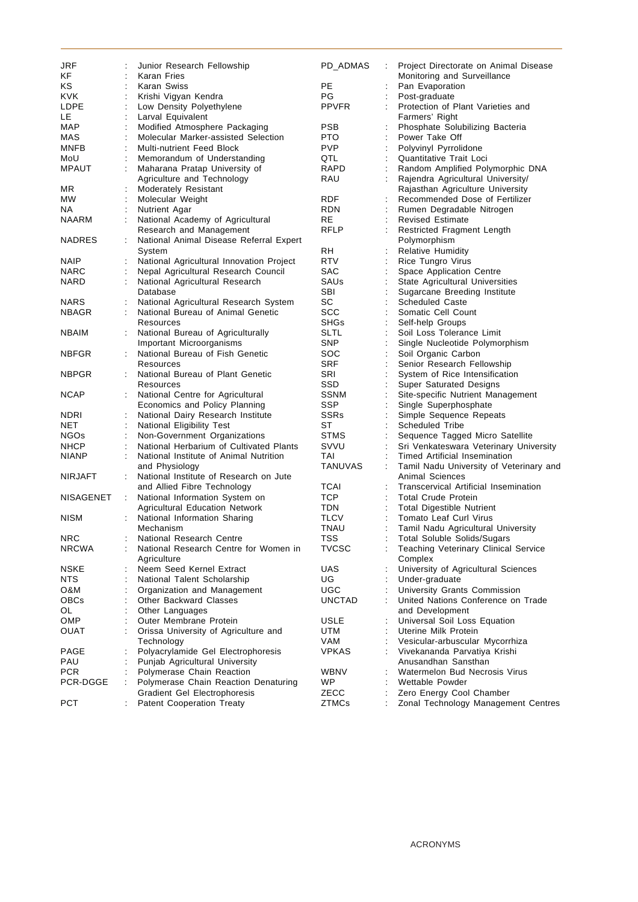| | |
|---|---|
| JRF | Junior Research Fellowship |
| KF | Karan Fries |
| KS | Karan Swiss |
| KVK | Krishi Vigyan Kendra |
| LDPE | Low Density Polyethylene |
| LE | Larval Equivalent |
| MAP | Modified Atmosphere Packaging |
| MAS | Molecular Marker-assisted Selection |
| MNFB | Multi-nutrient Feed Block |
| MoU | Memorandum of Understanding |
| MPAUT | Maharana Pratap University of Agriculture and Technology |
| MR | Moderately Resistant |
| MW | Molecular Weight |
| NA | Nutrient Agar |
| NAARM | National Academy of Agricultural Research and Management |
| NADRES | National Animal Disease Referral Expert System |
| NAIP | National Agricultural Innovation Project |
| NARC | Nepal Agricultural Research Council |
| NARD | National Agricultural Research Database |
| NARS | National Agricultural Research System |
| NBAGR | National Bureau of Animal Genetic Resources |
| NBAIM | National Bureau of Agriculturally Important Microorganisms |
| NBFGR | National Bureau of Fish Genetic Resources |
| NBPGR | National Bureau of Plant Genetic Resources |
| NCAP | National Centre for Agricultural Economics and Policy Planning |
| NDRI | National Dairy Research Institute |
| NET | National Eligibility Test |
| NGOs | Non-Government Organizations |
| NHCP | National Herbarium of Cultivated Plants |
| NIANP | National Institute of Animal Nutrition and Physiology |
| NIRJAFT | National Institute of Research on Jute and Allied Fibre Technology |
| NISAGENET | National Information System on Agricultural Education Network |
| NISM | National Information Sharing Mechanism |
| NRC | National Research Centre |
| NRCWA | National Research Centre for Women in Agriculture |
| NSKE | Neem Seed Kernel Extract |
| NTS | National Talent Scholarship |
| O&M | Organization and Management |
| OBCs | Other Backward Classes |
| OL | Other Languages |
| OMP | Outer Membrane Protein |
| OUAT | Orissa University of Agriculture and Technology |
| PAGE | Polyacrylamide Gel Electrophoresis |
| PAU | Punjab Agricultural University |
| PCR | Polymerase Chain Reaction |
| PCR-DGGE | Polymerase Chain Reaction Denaturing Gradient Gel Electrophoresis |
| PCT | Patent Cooperation Treaty |
| PD_ADMAS | Project Directorate on Animal Disease Monitoring and Surveillance |
| PE | Pan Evaporation |
| PG | Post-graduate |
| PPVFR | Protection of Plant Varieties and Farmers' Right |
| PSB | Phosphate Solubilizing Bacteria |
| PTO | Power Take Off |
| PVP | Polyvinyl Pyrrolidone |
| QTL | Quantitative Trait Loci |
| RAPD | Random Amplified Polymorphic DNA |
| RAU | Rajendra Agricultural University/ Rajasthan Agriculture University |
| RDF | Recommended Dose of Fertilizer |
| RDN | Rumen Degradable Nitrogen |
| RE | Revised Estimate |
| RFLP | Restricted Fragment Length Polymorphism |
| RH | Relative Humidity |
| RTV | Rice Tungro Virus |
| SAC | Space Application Centre |
| SAUs | State Agricultural Universities |
| SBI | Sugarcane Breeding Institute |
| SC | Scheduled Caste |
| SCC | Somatic Cell Count |
| SHGs | Self-help Groups |
| SLTL | Soil Loss Tolerance Limit |
| SNP | Single Nucleotide Polymorphism |
| SOC | Soil Organic Carbon |
| SRF | Senior Research Fellowship |
| SRI | System of Rice Intensification |
| SSD | Super Saturated Designs |
| SSNM | Site-specific Nutrient Management |
| SSP | Single Superphosphate |
| SSRs | Simple Sequence Repeats |
| ST | Scheduled Tribe |
| STMS | Sequence Tagged Micro Satellite |
| SVVU | Sri Venkateswara Veterinary University |
| TAI | Timed Artificial Insemination |
| TANUVAS | Tamil Nadu University of Veterinary and Animal Sciences |
| TCAI | Transcervical Artificial Insemination |
| TCP | Total Crude Protein |
| TDN | Total Digestible Nutrient |
| TLCV | Tomato Leaf Curl Virus |
| TNAU | Tamil Nadu Agricultural University |
| TSS | Total Soluble Solids/Sugars |
| TVCSC | Teaching Veterinary Clinical Service Complex |
| UAS | University of Agricultural Sciences |
| UG | Under-graduate |
| UGC | University Grants Commission |
| UNCTAD | United Nations Conference on Trade and Development |
| USLE | Universal Soil Loss Equation |
| UTM | Uterine Milk Protein |
| VAM | Vesicular-arbuscular Mycorrhiza |
| VPKAS | Vivekananda Parvatiya Krishi Anusandhan Sansthan |
| WBNV | Watermelon Bud Necrosis Virus |
| WP | Wettable Powder |
| ZECC | Zero Energy Cool Chamber |
| ZTMCs | Zonal Technology Management Centres |